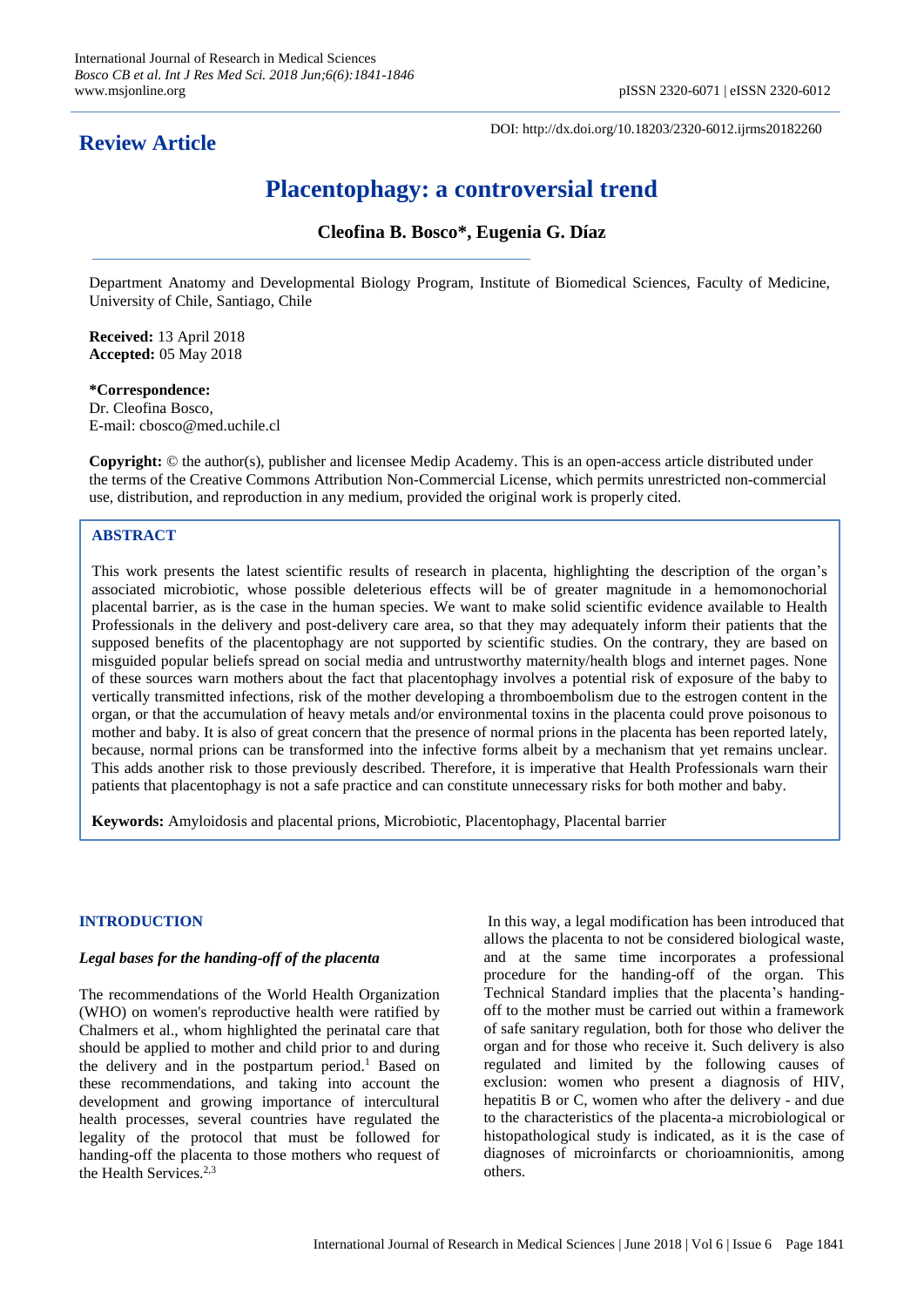**Review Article**

DOI: http://dx.doi.org/10.18203/2320-6012.ijrms20182260

# Placentophagy: a controversial trend

**Cleofina B. Bosco\*, Eugenia G. Díaz**

Department Anatomy and Developmental Biology Program, Institute of Biomedical Sciences, Faculty of Medicine, University of Chile, Santiago, Chile

**Received:** 13 April 2018
**Accepted:** 05 May 2018

**\*Correspondence:**
Dr. Cleofina Bosco,
E-mail: cbosco@med.uchile.cl

**Copyright:** © the author(s), publisher and licensee Medip Academy. This is an open-access article distributed under the terms of the Creative Commons Attribution Non-Commercial License, which permits unrestricted non-commercial use, distribution, and reproduction in any medium, provided the original work is properly cited.

## ABSTRACT

This work presents the latest scientific results of research in placenta, highlighting the description of the organ's associated microbiotic, whose possible deleterious effects will be of greater magnitude in a hemomonochorial placental barrier, as is the case in the human species. We want to make solid scientific evidence available to Health Professionals in the delivery and post-delivery care area, so that they may adequately inform their patients that the supposed benefits of the placentophagy are not supported by scientific studies. On the contrary, they are based on misguided popular beliefs spread on social media and untrustworthy maternity/health blogs and internet pages. None of these sources warn mothers about the fact that placentophagy involves a potential risk of exposure of the baby to vertically transmitted infections, risk of the mother developing a thromboembolism due to the estrogen content in the organ, or that the accumulation of heavy metals and/or environmental toxins in the placenta could prove poisonous to mother and baby. It is also of great concern that the presence of normal prions in the placenta has been reported lately, because, normal prions can be transformed into the infective forms albeit by a mechanism that yet remains unclear. This adds another risk to those previously described. Therefore, it is imperative that Health Professionals warn their patients that placentophagy is not a safe practice and can constitute unnecessary risks for both mother and baby.

**Keywords:** Amyloidosis and placental prions, Microbiotic, Placentophagy, Placental barrier

## INTRODUCTION

### *Legal bases for the handing-off of the placenta*

The recommendations of the World Health Organization (WHO) on women's reproductive health were ratified by Chalmers et al., whom highlighted the perinatal care that should be applied to mother and child prior to and during the delivery and in the postpartum period.[1] Based on these recommendations, and taking into account the development and growing importance of intercultural health processes, several countries have regulated the legality of the protocol that must be followed for handing-off the placenta to those mothers who request of the Health Services.[2,3]

In this way, a legal modification has been introduced that allows the placenta to not be considered biological waste, and at the same time incorporates a professional procedure for the handing-off of the organ. This Technical Standard implies that the placenta's handing-off to the mother must be carried out within a framework of safe sanitary regulation, both for those who deliver the organ and for those who receive it. Such delivery is also regulated and limited by the following causes of exclusion: women who present a diagnosis of HIV, hepatitis B or C, women who after the delivery - and due to the characteristics of the placenta-a microbiological or histopathological study is indicated, as it is the case of diagnoses of microinfarcts or chorioamnionitis, among others.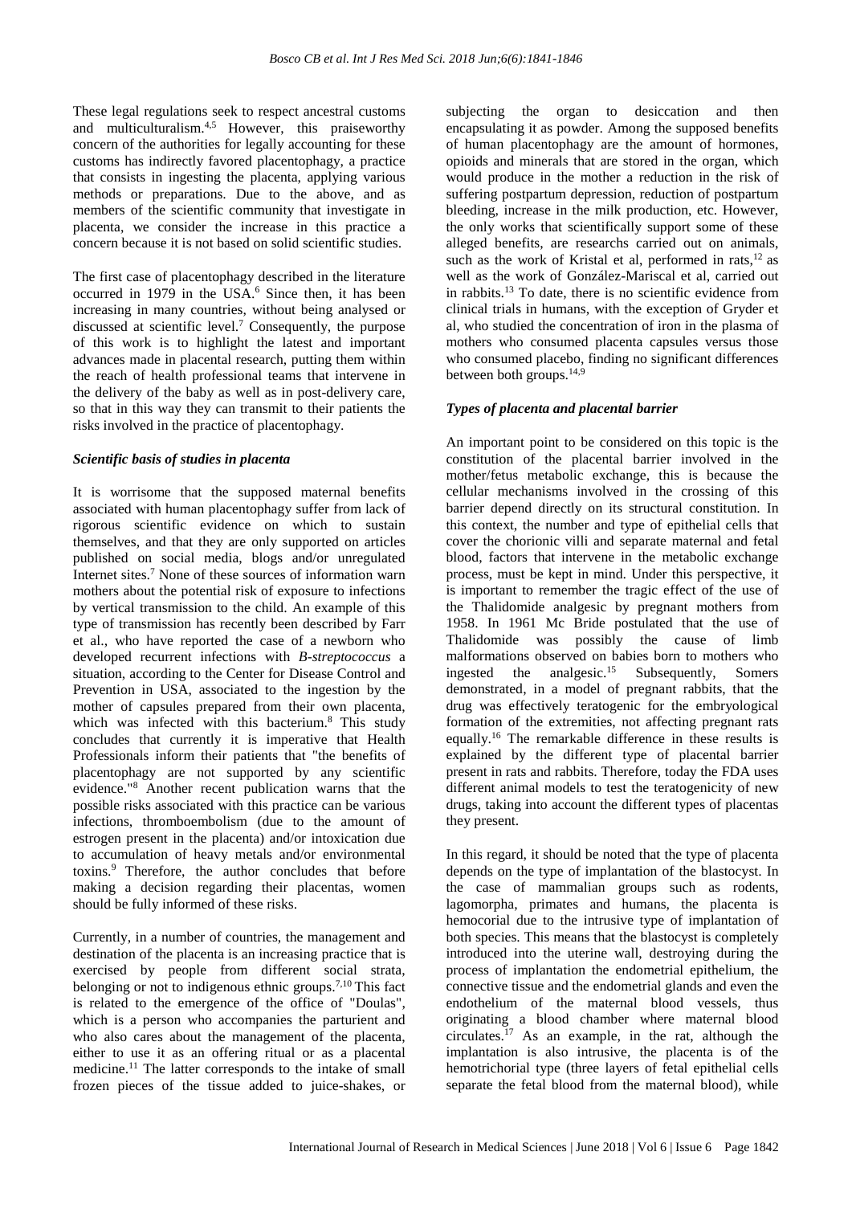These legal regulations seek to respect ancestral customs and multiculturalism.[4,5] However, this praiseworthy concern of the authorities for legally accounting for these customs has indirectly favored placentophagy, a practice that consists in ingesting the placenta, applying various methods or preparations. Due to the above, and as members of the scientific community that investigate in placenta, we consider the increase in this practice a concern because it is not based on solid scientific studies.

The first case of placentophagy described in the literature occurred in 1979 in the USA.[6] Since then, it has been increasing in many countries, without being analysed or discussed at scientific level.[7] Consequently, the purpose of this work is to highlight the latest and important advances made in placental research, putting them within the reach of health professional teams that intervene in the delivery of the baby as well as in post-delivery care, so that in this way they can transmit to their patients the risks involved in the practice of placentophagy.

### *Scientific basis of studies in placenta*

It is worrisome that the supposed maternal benefits associated with human placentophagy suffer from lack of rigorous scientific evidence on which to sustain themselves, and that they are only supported on articles published on social media, blogs and/or unregulated Internet sites.[7] None of these sources of information warn mothers about the potential risk of exposure to infections by vertical transmission to the child. An example of this type of transmission has recently been described by Farr et al., who have reported the case of a newborn who developed recurrent infections with *B-streptococcus* a situation, according to the Center for Disease Control and Prevention in USA, associated to the ingestion by the mother of capsules prepared from their own placenta, which was infected with this bacterium.[8] This study concludes that currently it is imperative that Health Professionals inform their patients that "the benefits of placentophagy are not supported by any scientific evidence."[8] Another recent publication warns that the possible risks associated with this practice can be various infections, thromboembolism (due to the amount of estrogen present in the placenta) and/or intoxication due to accumulation of heavy metals and/or environmental toxins.[9] Therefore, the author concludes that before making a decision regarding their placentas, women should be fully informed of these risks.

Currently, in a number of countries, the management and destination of the placenta is an increasing practice that is exercised by people from different social strata, belonging or not to indigenous ethnic groups.[7,10] This fact is related to the emergence of the office of "Doulas", which is a person who accompanies the parturient and who also cares about the management of the placenta, either to use it as an offering ritual or as a placental medicine.[11] The latter corresponds to the intake of small frozen pieces of the tissue added to juice-shakes, or subjecting the organ to desiccation and then encapsulating it as powder. Among the supposed benefits of human placentophagy are the amount of hormones, opioids and minerals that are stored in the organ, which would produce in the mother a reduction in the risk of suffering postpartum depression, reduction of postpartum bleeding, increase in the milk production, etc. However, the only works that scientifically support some of these alleged benefits, are researchs carried out on animals, such as the work of Kristal et al, performed in rats,[12] as well as the work of González-Mariscal et al, carried out in rabbits.[13] To date, there is no scientific evidence from clinical trials in humans, with the exception of Gryder et al, who studied the concentration of iron in the plasma of mothers who consumed placenta capsules versus those who consumed placebo, finding no significant differences between both groups.[14,9]

### *Types of placenta and placental barrier*

An important point to be considered on this topic is the constitution of the placental barrier involved in the mother/fetus metabolic exchange, this is because the cellular mechanisms involved in the crossing of this barrier depend directly on its structural constitution. In this context, the number and type of epithelial cells that cover the chorionic villi and separate maternal and fetal blood, factors that intervene in the metabolic exchange process, must be kept in mind. Under this perspective, it is important to remember the tragic effect of the use of the Thalidomide analgesic by pregnant mothers from 1958. In 1961 Mc Bride postulated that the use of Thalidomide was possibly the cause of limb malformations observed on babies born to mothers who ingested the analgesic.[15] Subsequently, Somers demonstrated, in a model of pregnant rabbits, that the drug was effectively teratogenic for the embryological formation of the extremities, not affecting pregnant rats equally.[16] The remarkable difference in these results is explained by the different type of placental barrier present in rats and rabbits. Therefore, today the FDA uses different animal models to test the teratogenicity of new drugs, taking into account the different types of placentas they present.

In this regard, it should be noted that the type of placenta depends on the type of implantation of the blastocyst. In the case of mammalian groups such as rodents, lagomorpha, primates and humans, the placenta is hemocorial due to the intrusive type of implantation of both species. This means that the blastocyst is completely introduced into the uterine wall, destroying during the process of implantation the endometrial epithelium, the connective tissue and the endometrial glands and even the endothelium of the maternal blood vessels, thus originating a blood chamber where maternal blood circulates.[17] As an example, in the rat, although the implantation is also intrusive, the placenta is of the hemotrichorial type (three layers of fetal epithelial cells separate the fetal blood from the maternal blood), while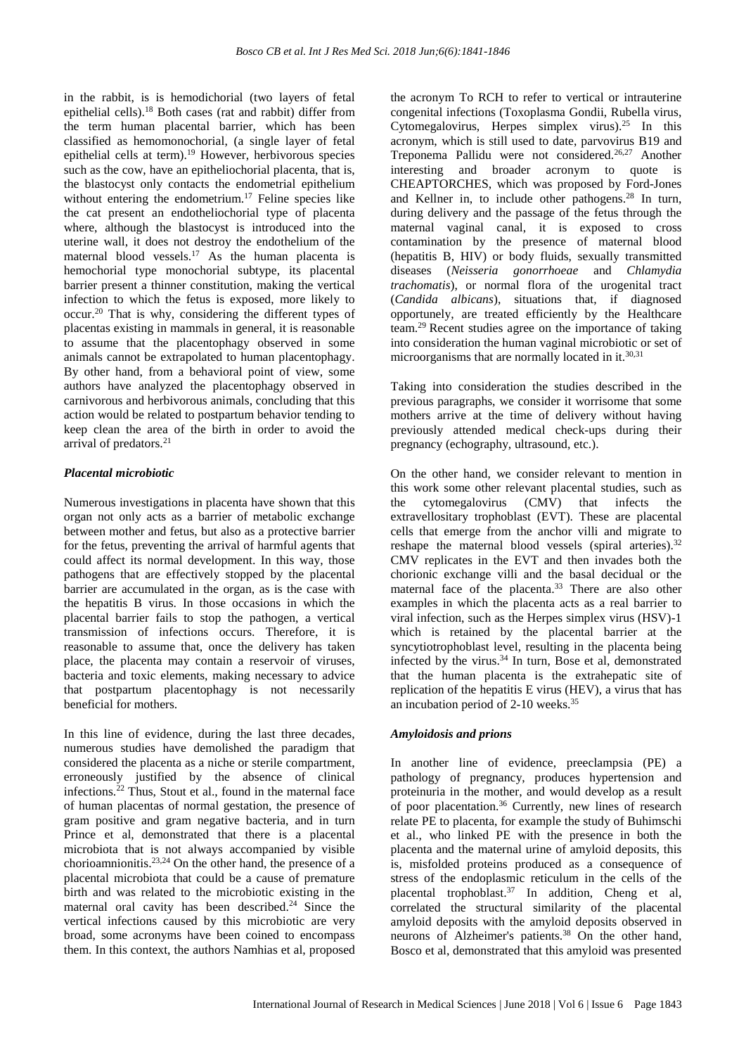in the rabbit, is is hemodichorial (two layers of fetal epithelial cells).[18] Both cases (rat and rabbit) differ from the term human placental barrier, which has been classified as hemomonochorial, (a single layer of fetal epithelial cells at term).[19] However, herbivorous species such as the cow, have an epitheliochorial placenta, that is, the blastocyst only contacts the endometrial epithelium without entering the endometrium.[17] Feline species like the cat present an endotheliochorial type of placenta where, although the blastocyst is introduced into the uterine wall, it does not destroy the endothelium of the maternal blood vessels.[17] As the human placenta is hemochorial type monochorial subtype, its placental barrier present a thinner constitution, making the vertical infection to which the fetus is exposed, more likely to occur.[20] That is why, considering the different types of placentas existing in mammals in general, it is reasonable to assume that the placentophagy observed in some animals cannot be extrapolated to human placentophagy. By other hand, from a behavioral point of view, some authors have analyzed the placentophagy observed in carnivorous and herbivorous animals, concluding that this action would be related to postpartum behavior tending to keep clean the area of the birth in order to avoid the arrival of predators.[21]

### *Placental microbiotic*

Numerous investigations in placenta have shown that this organ not only acts as a barrier of metabolic exchange between mother and fetus, but also as a protective barrier for the fetus, preventing the arrival of harmful agents that could affect its normal development. In this way, those pathogens that are effectively stopped by the placental barrier are accumulated in the organ, as is the case with the hepatitis B virus. In those occasions in which the placental barrier fails to stop the pathogen, a vertical transmission of infections occurs. Therefore, it is reasonable to assume that, once the delivery has taken place, the placenta may contain a reservoir of viruses, bacteria and toxic elements, making necessary to advice that postpartum placentophagy is not necessarily beneficial for mothers.

In this line of evidence, during the last three decades, numerous studies have demolished the paradigm that considered the placenta as a niche or sterile compartment, erroneously justified by the absence of clinical infections.[22] Thus, Stout et al., found in the maternal face of human placentas of normal gestation, the presence of gram positive and gram negative bacteria, and in turn Prince et al, demonstrated that there is a placental microbiota that is not always accompanied by visible chorioamnionitis.[23,24] On the other hand, the presence of a placental microbiota that could be a cause of premature birth and was related to the microbiotic existing in the maternal oral cavity has been described.[24] Since the vertical infections caused by this microbiotic are very broad, some acronyms have been coined to encompass them. In this context, the authors Namhias et al, proposed the acronym To RCH to refer to vertical or intrauterine congenital infections (Toxoplasma Gondii, Rubella virus, Cytomegalovirus, Herpes simplex virus).[25] In this acronym, which is still used to date, parvovirus B19 and Treponema Pallidu were not considered.[26,27] Another interesting and broader acronym to quote is CHEAPTORCHES, which was proposed by Ford-Jones and Kellner in, to include other pathogens.[28] In turn, during delivery and the passage of the fetus through the maternal vaginal canal, it is exposed to cross contamination by the presence of maternal blood (hepatitis B, HIV) or body fluids, sexually transmitted diseases (*Neisseria gonorrhoeae* and *Chlamydia trachomatis*), or normal flora of the urogenital tract (*Candida albicans*), situations that, if diagnosed opportunely, are treated efficiently by the Healthcare team.[29] Recent studies agree on the importance of taking into consideration the human vaginal microbiotic or set of microorganisms that are normally located in it.[30,31]

Taking into consideration the studies described in the previous paragraphs, we consider it worrisome that some mothers arrive at the time of delivery without having previously attended medical check-ups during their pregnancy (echography, ultrasound, etc.).

On the other hand, we consider relevant to mention in this work some other relevant placental studies, such as the cytomegalovirus (CMV) that infects the extravellositary trophoblast (EVT). These are placental cells that emerge from the anchor villi and migrate to reshape the maternal blood vessels (spiral arteries).[32] CMV replicates in the EVT and then invades both the chorionic exchange villi and the basal decidual or the maternal face of the placenta.[33] There are also other examples in which the placenta acts as a real barrier to viral infection, such as the Herpes simplex virus (HSV)-1 which is retained by the placental barrier at the syncytiotrophoblast level, resulting in the placenta being infected by the virus.[34] In turn, Bose et al, demonstrated that the human placenta is the extrahepatic site of replication of the hepatitis E virus (HEV), a virus that has an incubation period of 2-10 weeks.[35]

### *Amyloidosis and prions*

In another line of evidence, preeclampsia (PE) a pathology of pregnancy, produces hypertension and proteinuria in the mother, and would develop as a result of poor placentation.[36] Currently, new lines of research relate PE to placenta, for example the study of Buhimschi et al., who linked PE with the presence in both the placenta and the maternal urine of amyloid deposits, this is, misfolded proteins produced as a consequence of stress of the endoplasmic reticulum in the cells of the placental trophoblast.[37] In addition, Cheng et al, correlated the structural similarity of the placental amyloid deposits with the amyloid deposits observed in neurons of Alzheimer's patients.[38] On the other hand, Bosco et al, demonstrated that this amyloid was presented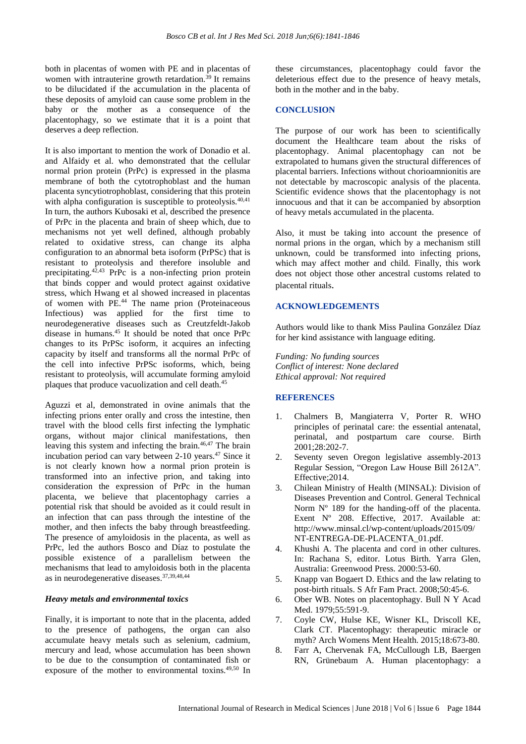both in placentas of women with PE and in placentas of women with intrauterine growth retardation.[39] It remains to be dilucidated if the accumulation in the placenta of these deposits of amyloid can cause some problem in the baby or the mother as a consequence of the placentophagy, so we estimate that it is a point that deserves a deep reflection.

It is also important to mention the work of Donadio et al. and Alfaidy et al. who demonstrated that the cellular normal prion protein (PrPc) is expressed in the plasma membrane of both the cytotrophoblast and the human placenta syncytiotrophoblast, considering that this protein with alpha configuration is susceptible to proteolysis.[40,41] In turn, the authors Kubosaki et al, described the presence of PrPc in the placenta and brain of sheep which, due to mechanisms not yet well defined, although probably related to oxidative stress, can change its alpha configuration to an abnormal beta isoform (PrPSc) that is resistant to proteolysis and therefore insoluble and precipitating.[42,43] PrPc is a non-infecting prion protein that binds copper and would protect against oxidative stress, which Hwang et al showed increased in placentas of women with PE.[44] The name prion (Proteinaceous Infectious) was applied for the first time to neurodegenerative diseases such as Creutzfeldt-Jakob disease in humans.[45] It should be noted that once PrPc changes to its PrPSc isoform, it acquires an infecting capacity by itself and transforms all the normal PrPc of the cell into infective PrPSc isoforms, which, being resistant to proteolysis, will accumulate forming amyloid plaques that produce vacuolization and cell death.[45]

Aguzzi et al, demonstrated in ovine animals that the infecting prions enter orally and cross the intestine, then travel with the blood cells first infecting the lymphatic organs, without major clinical manifestations, then leaving this system and infecting the brain.[46,47] The brain incubation period can vary between 2-10 years.[47] Since it is not clearly known how a normal prion protein is transformed into an infective prion, and taking into consideration the expression of PrPc in the human placenta, we believe that placentophagy carries a potential risk that should be avoided as it could result in an infection that can pass through the intestine of the mother, and then infects the baby through breastfeeding. The presence of amyloidosis in the placenta, as well as PrPc, led the authors Bosco and Díaz to postulate the possible existence of a parallelism between the mechanisms that lead to amyloidosis both in the placenta as in neurodegenerative diseases.[37,39,48,44]

### *Heavy metals and environmental toxics*

Finally, it is important to note that in the placenta, added to the presence of pathogens, the organ can also accumulate heavy metals such as selenium, cadmium, mercury and lead, whose accumulation has been shown to be due to the consumption of contaminated fish or exposure of the mother to environmental toxins.[49,50] In these circumstances, placentophagy could favor the deleterious effect due to the presence of heavy metals, both in the mother and in the baby.

## CONCLUSION

The purpose of our work has been to scientifically document the Healthcare team about the risks of placentophagy. Animal placentophagy can not be extrapolated to humans given the structural differences of placental barriers. Infections without chorioamnionitis are not detectable by macroscopic analysis of the placenta. Scientific evidence shows that the placentophagy is not innocuous and that it can be accompanied by absorption of heavy metals accumulated in the placenta.

Also, it must be taking into account the presence of normal prions in the organ, which by a mechanism still unknown, could be transformed into infecting prions, which may affect mother and child. Finally, this work does not object those other ancestral customs related to placental rituals.

## ACKNOWLEDGEMENTS

Authors would like to thank Miss Paulina González Díaz for her kind assistance with language editing.

*Funding: No funding sources*
*Conflict of interest: None declared*
*Ethical approval: Not required*

## REFERENCES

1. Chalmers B, Mangiaterra V, Porter R. WHO principles of perinatal care: the essential antenatal, perinatal, and postpartum care course. Birth 2001;28:202-7.
2. Seventy seven Oregon legislative assembly-2013 Regular Session, "Oregon Law House Bill 2612A". Effective;2014.
3. Chilean Ministry of Health (MINSAL): Division of Diseases Prevention and Control. General Technical Norm Nº 189 for the handing-off of the placenta. Exent Nº 208. Effective, 2017. Available at: http://www.minsal.cl/wp-content/uploads/2015/09/NT-ENTREGA-DE-PLACENTA_01.pdf.
4. Khushi A. The placenta and cord in other cultures. In: Rachana S, editor. Lotus Birth. Yarra Glen, Australia: Greenwood Press. 2000:53-60.
5. Knapp van Bogaert D. Ethics and the law relating to post-birth rituals. S Afr Fam Pract. 2008;50:45-6.
6. Ober WB. Notes on placentophagy. Bull N Y Acad Med. 1979;55:591-9.
7. Coyle CW, Hulse KE, Wisner KL, Driscoll KE, Clark CT. Placentophagy: therapeutic miracle or myth? Arch Womens Ment Health. 2015;18:673-80.
8. Farr A, Chervenak FA, McCullough LB, Baergen RN, Grünebaum A. Human placentophagy: a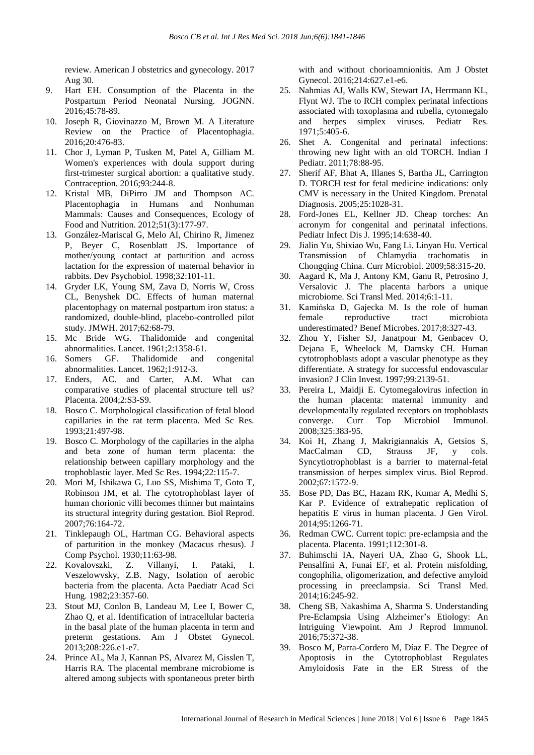review. American J obstetrics and gynecology. 2017 Aug 30.

9. Hart EH. Consumption of the Placenta in the Postpartum Period Neonatal Nursing. JOGNN. 2016;45:78-89.
10. Joseph R, Giovinazzo M, Brown M. A Literature Review on the Practice of Placentophagia. 2016;20:476-83.
11. Chor J, Lyman P, Tusken M, Patel A, Gilliam M. Women's experiences with doula support during first-trimester surgical abortion: a qualitative study. Contraception. 2016;93:244-8.
12. Kristal MB, DiPirro JM and Thompson AC. Placentophagia in Humans and Nonhuman Mammals: Causes and Consequences, Ecology of Food and Nutrition. 2012;51(3):177-97.
13. González-Mariscal G, Melo AI, Chirino R, Jimenez P, Beyer C, Rosenblatt JS. Importance of mother/young contact at parturition and across lactation for the expression of maternal behavior in rabbits. Dev Psychobiol. 1998;32:101-11.
14. Gryder LK, Young SM, Zava D, Norris W, Cross CL, Benyshek DC. Effects of human maternal placentophagy on maternal postpartum iron status: a randomized, double-blind, placebo-controlled pilot study. JMWH. 2017;62:68-79.
15. Mc Bride WG. Thalidomide and congenital abnormalities. Lancet. 1961;2:1358-61.
16. Somers GF. Thalidomide and congenital abnormalities. Lancet. 1962;1:912-3.
17. Enders, AC. and Carter, A.M. What can comparative studies of placental structure tell us? Placenta. 2004;2:S3-S9.
18. Bosco C. Morphological classification of fetal blood capillaries in the rat term placenta. Med Sc Res. 1993;21:497-98.
19. Bosco C. Morphology of the capillaries in the alpha and beta zone of human term placenta: the relationship between capillary morphology and the trophoblastic layer. Med Sc Res. 1994;22:115-7.
20. Mori M, Ishikawa G, Luo SS, Mishima T, Goto T, Robinson JM, et al. The cytotrophoblast layer of human chorionic villi becomes thinner but maintains its structural integrity during gestation. Biol Reprod. 2007;76:164-72.
21. Tinklepaugh OL, Hartman CG. Behavioral aspects of parturition in the monkey (Macacus rhesus). J Comp Psychol. 1930;11:63-98.
22. Kovalovszki, Z. Villanyi, I. Pataki, I. Veszelowvsky, Z.B. Nagy, Isolation of aerobic bacteria from the placenta. Acta Paediatr Acad Sci Hung. 1982;23:357-60.
23. Stout MJ, Conlon B, Landeau M, Lee I, Bower C, Zhao Q, et al. Identification of intracellular bacteria in the basal plate of the human placenta in term and preterm gestations. Am J Obstet Gynecol. 2013;208:226.e1-e7.
24. Prince AL, Ma J, Kannan PS, Alvarez M, Gisslen T, Harris RA. The placental membrane microbiome is altered among subjects with spontaneous preter birth with and without chorioamnionitis. Am J Obstet Gynecol. 2016;214:627.e1-e6.
25. Nahmias AJ, Walls KW, Stewart JA, Herrmann KL, Flynt WJ. The to RCH complex perinatal infections associated with toxoplasma and rubella, cytomegalo and herpes simplex viruses. Pediatr Res. 1971;5:405-6.
26. Shet A. Congenital and perinatal infections: throwing new light with an old TORCH. Indian J Pediatr. 2011;78:88-95.
27. Sherif AF, Bhat A, Illanes S, Bartha JL, Carrington D. TORCH test for fetal medicine indications: only CMV is necessary in the United Kingdom. Prenatal Diagnosis. 2005;25:1028-31.
28. Ford-Jones EL, Kellner JD. Cheap torches: An acronym for congenital and perinatal infections. Pediatr Infect Dis J. 1995;14:638-40.
29. Jialin Yu, Shixiao Wu, Fang Li. Linyan Hu. Vertical Transmission of Chlamydia trachomatis in Chongqing China. Curr Microbiol. 2009;58:315-20.
30. Aagard K, Ma J, Antony KM, Ganu R, Petrosino J, Versalovic J. The placenta harbors a unique microbiome. Sci Transl Med. 2014;6:1-11.
31. Kamińska D, Gajecka M. Is the role of human female reproductive tract microbiota underestimated? Benef Microbes. 2017;8:327-43.
32. Zhou Y, Fisher SJ, Janatpour M, Genbacev O, Dejana E, Wheelock M, Damsky CH. Human cytotrophoblasts adopt a vascular phenotype as they differentiate. A strategy for successful endovascular invasion? J Clin Invest. 1997;99:2139-51.
33. Pereira L, Maidji E. Cytomegalovirus infection in the human placenta: maternal immunity and developmentally regulated receptors on trophoblasts converge. Curr Top Microbiol Immunol. 2008;325:383-95.
34. Koi H, Zhang J, Makrigiannakis A, Getsios S, MacCalman CD, Strauss JF, y cols. Syncytiotrophoblast is a barrier to maternal-fetal transmission of herpes simplex virus. Biol Reprod. 2002;67:1572-9.
35. Bose PD, Das BC, Hazam RK, Kumar A, Medhi S, Kar P. Evidence of extrahepatic replication of hepatitis E virus in human placenta. J Gen Virol. 2014;95:1266-71.
36. Redman CWC. Current topic: pre-eclampsia and the placenta. Placenta. 1991;112:301-8.
37. Buhimschi IA, Nayeri UA, Zhao G, Shook LL, Pensalfini A, Funai EF, et al. Protein misfolding, congophilia, oligomerization, and defective amyloid processing in preeclampsia. Sci Transl Med. 2014;16:245-92.
38. Cheng SB, Nakashima A, Sharma S. Understanding Pre-Eclampsia Using Alzheimer's Etiology: An Intriguing Viewpoint. Am J Reprod Immunol. 2016;75:372-38.
39. Bosco M, Parra-Cordero M, Díaz E. The Degree of Apoptosis in the Cytotrophoblast Regulates Amyloidosis Fate in the ER Stress of the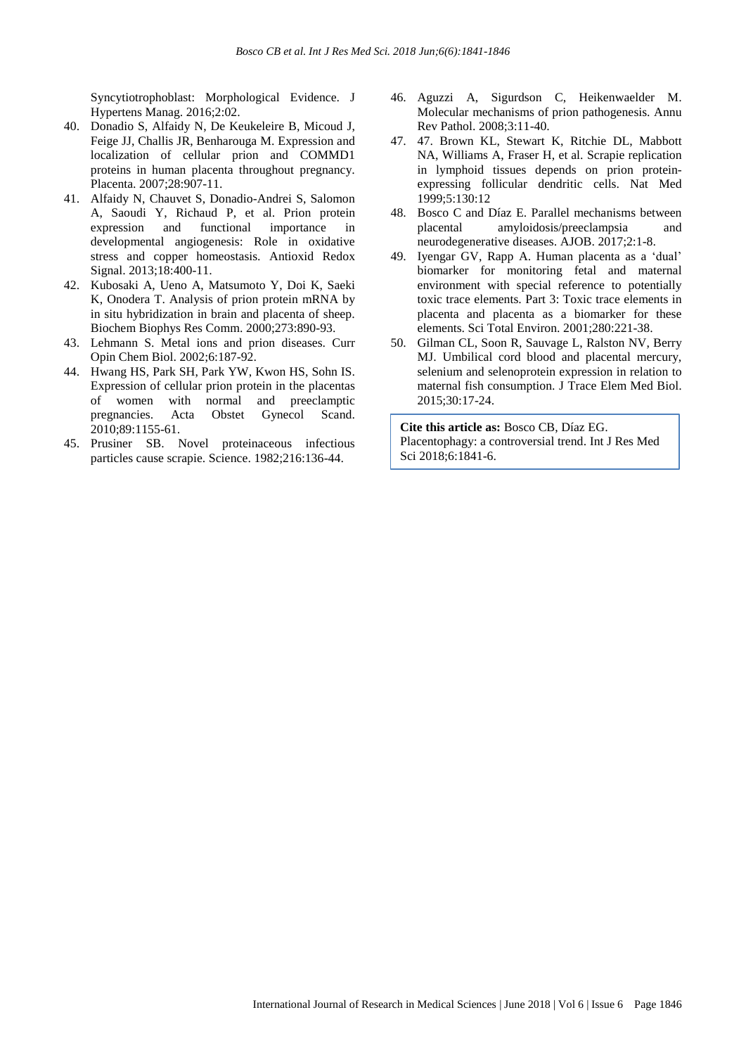Syncytiotrophoblast: Morphological Evidence. J Hypertens Manag. 2016;2:02.

40. Donadio S, Alfaidy N, De Keukeleire B, Micoud J, Feige JJ, Challis JR, Benharouga M. Expression and localization of cellular prion and COMMD1 proteins in human placenta throughout pregnancy. Placenta. 2007;28:907-11.
41. Alfaidy N, Chauvet S, Donadio-Andrei S, Salomon A, Saoudi Y, Richaud P, et al. Prion protein expression and functional importance in developmental angiogenesis: Role in oxidative stress and copper homeostasis. Antioxid Redox Signal. 2013;18:400-11.
42. Kubosaki A, Ueno A, Matsumoto Y, Doi K, Saeki K, Onodera T. Analysis of prion protein mRNA by in situ hybridization in brain and placenta of sheep. Biochem Biophys Res Comm. 2000;273:890-93.
43. Lehmann S. Metal ions and prion diseases. Curr Opin Chem Biol. 2002;6:187-92.
44. Hwang HS, Park SH, Park YW, Kwon HS, Sohn IS. Expression of cellular prion protein in the placentas of women with normal and preeclamptic pregnancies. Acta Obstet Gynecol Scand. 2010;89:1155-61.
45. Prusiner SB. Novel proteinaceous infectious particles cause scrapie. Science. 1982;216:136-44.
46. Aguzzi A, Sigurdson C, Heikenwaelder M. Molecular mechanisms of prion pathogenesis. Annu Rev Pathol. 2008;3:11-40.
47. 47. Brown KL, Stewart K, Ritchie DL, Mabbott NA, Williams A, Fraser H, et al. Scrapie replication in lymphoid tissues depends on prion protein-expressing follicular dendritic cells. Nat Med 1999;5:130:12
48. Bosco C and Díaz E. Parallel mechanisms between placental amyloidosis/preeclampsia and neurodegenerative diseases. AJOB. 2017;2:1-8.
49. Iyengar GV, Rapp A. Human placenta as a 'dual' biomarker for monitoring fetal and maternal environment with special reference to potentially toxic trace elements. Part 3: Toxic trace elements in placenta and placenta as a biomarker for these elements. Sci Total Environ. 2001;280:221-38.
50. Gilman CL, Soon R, Sauvage L, Ralston NV, Berry MJ. Umbilical cord blood and placental mercury, selenium and selenoprotein expression in relation to maternal fish consumption. J Trace Elem Med Biol. 2015;30:17-24.

**Cite this article as:** Bosco CB, Díaz EG. Placentophagy: a controversial trend. Int J Res Med Sci 2018;6:1841-6.